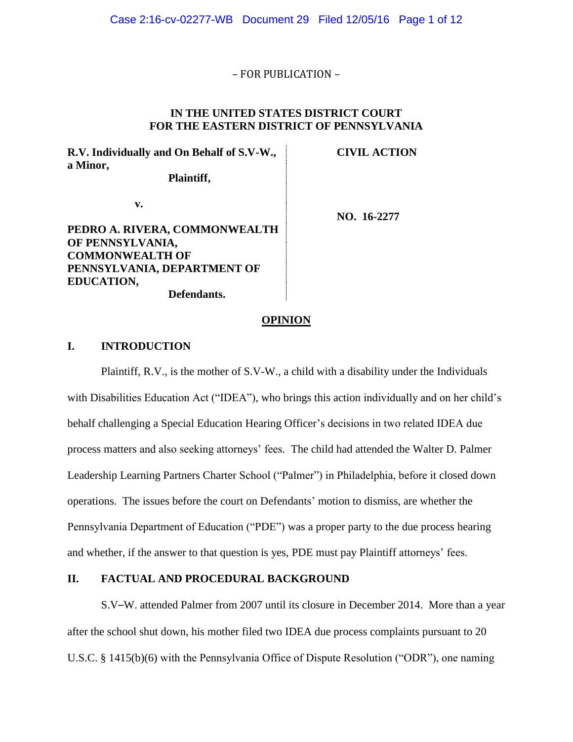– FOR PUBLICATION –

**IN THE UNITED STATES DISTRICT COURT**
**FOR THE EASTERN DISTRICT OF PENNSYLVANIA**

| | |
|---|---|
| **R.V. Individually and On Behalf of S.V-W., a Minor,** **Plaintiff,** | **CIVIL ACTION** |
| **v.** | |
| **PEDRO A. RIVERA, COMMONWEALTH OF PENNSYLVANIA, COMMONWEALTH OF PENNSYLVANIA, DEPARTMENT OF EDUCATION,** **Defendants.** | **NO. 16-2277** |

## OPINION

### I. INTRODUCTION

Plaintiff, R.V., is the mother of S.V-W., a child with a disability under the Individuals with Disabilities Education Act ("IDEA"), who brings this action individually and on her child's behalf challenging a Special Education Hearing Officer's decisions in two related IDEA due process matters and also seeking attorneys' fees. The child had attended the Walter D. Palmer Leadership Learning Partners Charter School ("Palmer") in Philadelphia, before it closed down operations. The issues before the court on Defendants' motion to dismiss, are whether the Pennsylvania Department of Education ("PDE") was a proper party to the due process hearing and whether, if the answer to that question is yes, PDE must pay Plaintiff attorneys' fees.

### II. FACTUAL AND PROCEDURAL BACKGROUND

S.V–W. attended Palmer from 2007 until its closure in December 2014. More than a year after the school shut down, his mother filed two IDEA due process complaints pursuant to 20 U.S.C. § 1415(b)(6) with the Pennsylvania Office of Dispute Resolution ("ODR"), one naming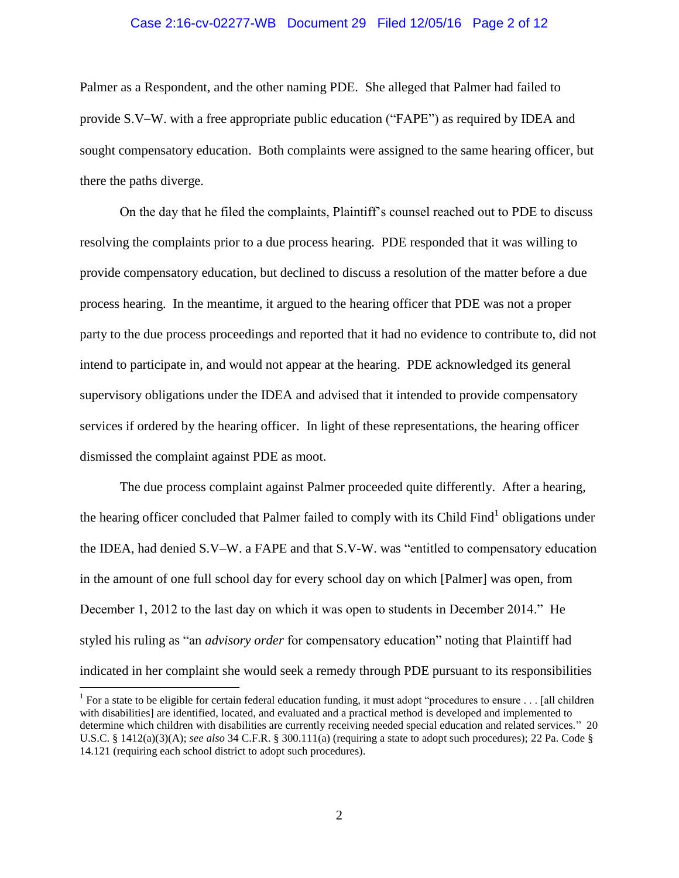Palmer as a Respondent, and the other naming PDE. She alleged that Palmer had failed to provide S.V–W. with a free appropriate public education ("FAPE") as required by IDEA and sought compensatory education. Both complaints were assigned to the same hearing officer, but there the paths diverge.

On the day that he filed the complaints, Plaintiff's counsel reached out to PDE to discuss resolving the complaints prior to a due process hearing. PDE responded that it was willing to provide compensatory education, but declined to discuss a resolution of the matter before a due process hearing. In the meantime, it argued to the hearing officer that PDE was not a proper party to the due process proceedings and reported that it had no evidence to contribute to, did not intend to participate in, and would not appear at the hearing. PDE acknowledged its general supervisory obligations under the IDEA and advised that it intended to provide compensatory services if ordered by the hearing officer. In light of these representations, the hearing officer dismissed the complaint against PDE as moot.

The due process complaint against Palmer proceeded quite differently. After a hearing, the hearing officer concluded that Palmer failed to comply with its Child Find[1] obligations under the IDEA, had denied S.V–W. a FAPE and that S.V-W. was "entitled to compensatory education in the amount of one full school day for every school day on which [Palmer] was open, from December 1, 2012 to the last day on which it was open to students in December 2014." He styled his ruling as "an *advisory order* for compensatory education" noting that Plaintiff had indicated in her complaint she would seek a remedy through PDE pursuant to its responsibilities

[1] For a state to be eligible for certain federal education funding, it must adopt "procedures to ensure . . . [all children with disabilities] are identified, located, and evaluated and a practical method is developed and implemented to determine which children with disabilities are currently receiving needed special education and related services." 20 U.S.C. § 1412(a)(3)(A); *see also* 34 C.F.R. § 300.111(a) (requiring a state to adopt such procedures); 22 Pa. Code § 14.121 (requiring each school district to adopt such procedures).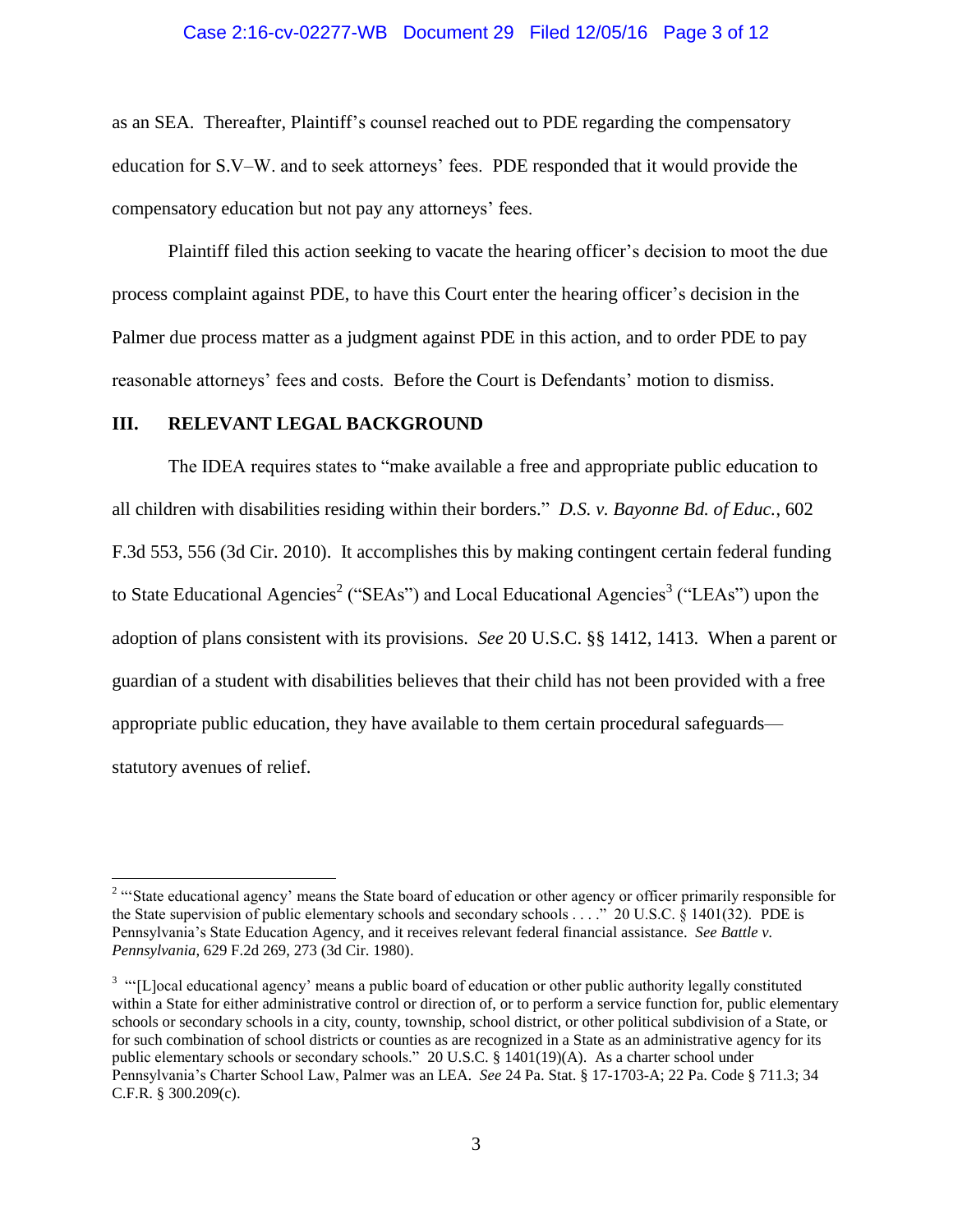as an SEA. Thereafter, Plaintiff's counsel reached out to PDE regarding the compensatory education for S.V–W. and to seek attorneys' fees. PDE responded that it would provide the compensatory education but not pay any attorneys' fees.

Plaintiff filed this action seeking to vacate the hearing officer's decision to moot the due process complaint against PDE, to have this Court enter the hearing officer's decision in the Palmer due process matter as a judgment against PDE in this action, and to order PDE to pay reasonable attorneys' fees and costs. Before the Court is Defendants' motion to dismiss.

## III. RELEVANT LEGAL BACKGROUND

The IDEA requires states to "make available a free and appropriate public education to all children with disabilities residing within their borders." *D.S. v. Bayonne Bd. of Educ.*, 602 F.3d 553, 556 (3d Cir. 2010). It accomplishes this by making contingent certain federal funding to State Educational Agencies[2] ("SEAs") and Local Educational Agencies[3] ("LEAs") upon the adoption of plans consistent with its provisions. *See* 20 U.S.C. §§ 1412, 1413. When a parent or guardian of a student with disabilities believes that their child has not been provided with a free appropriate public education, they have available to them certain procedural safeguards—statutory avenues of relief.

---

[2] "'State educational agency' means the State board of education or other agency or officer primarily responsible for the State supervision of public elementary schools and secondary schools . . . ." 20 U.S.C. § 1401(32). PDE is Pennsylvania's State Education Agency, and it receives relevant federal financial assistance. *See Battle v. Pennsylvania*, 629 F.2d 269, 273 (3d Cir. 1980).

[3] "'[L]ocal educational agency' means a public board of education or other public authority legally constituted within a State for either administrative control or direction of, or to perform a service function for, public elementary schools or secondary schools in a city, county, township, school district, or other political subdivision of a State, or for such combination of school districts or counties as are recognized in a State as an administrative agency for its public elementary schools or secondary schools." 20 U.S.C. § 1401(19)(A). As a charter school under Pennsylvania's Charter School Law, Palmer was an LEA. *See* 24 Pa. Stat. § 17-1703-A; 22 Pa. Code § 711.3; 34 C.F.R. § 300.209(c).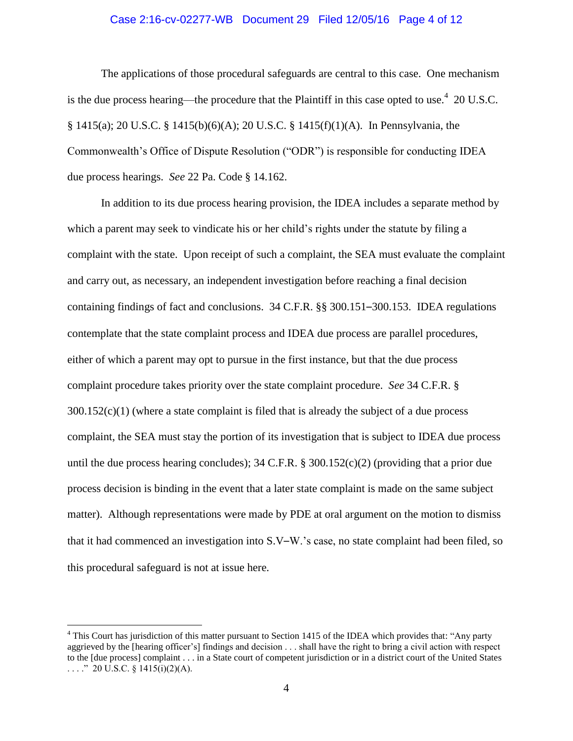The applications of those procedural safeguards are central to this case. One mechanism is the due process hearing—the procedure that the Plaintiff in this case opted to use.[4] 20 U.S.C. § 1415(a); 20 U.S.C. § 1415(b)(6)(A); 20 U.S.C. § 1415(f)(1)(A). In Pennsylvania, the Commonwealth's Office of Dispute Resolution ("ODR") is responsible for conducting IDEA due process hearings. *See* 22 Pa. Code § 14.162.

In addition to its due process hearing provision, the IDEA includes a separate method by which a parent may seek to vindicate his or her child's rights under the statute by filing a complaint with the state. Upon receipt of such a complaint, the SEA must evaluate the complaint and carry out, as necessary, an independent investigation before reaching a final decision containing findings of fact and conclusions. 34 C.F.R. §§ 300.151–300.153. IDEA regulations contemplate that the state complaint process and IDEA due process are parallel procedures, either of which a parent may opt to pursue in the first instance, but that the due process complaint procedure takes priority over the state complaint procedure. *See* 34 C.F.R. § 300.152(c)(1) (where a state complaint is filed that is already the subject of a due process complaint, the SEA must stay the portion of its investigation that is subject to IDEA due process until the due process hearing concludes); 34 C.F.R. § 300.152(c)(2) (providing that a prior due process decision is binding in the event that a later state complaint is made on the same subject matter). Although representations were made by PDE at oral argument on the motion to dismiss that it had commenced an investigation into S.V–W.'s case, no state complaint had been filed, so this procedural safeguard is not at issue here.

---

[4] This Court has jurisdiction of this matter pursuant to Section 1415 of the IDEA which provides that: "Any party aggrieved by the [hearing officer's] findings and decision . . . shall have the right to bring a civil action with respect to the [due process] complaint . . . in a State court of competent jurisdiction or in a district court of the United States . . . ." 20 U.S.C. § 1415(i)(2)(A).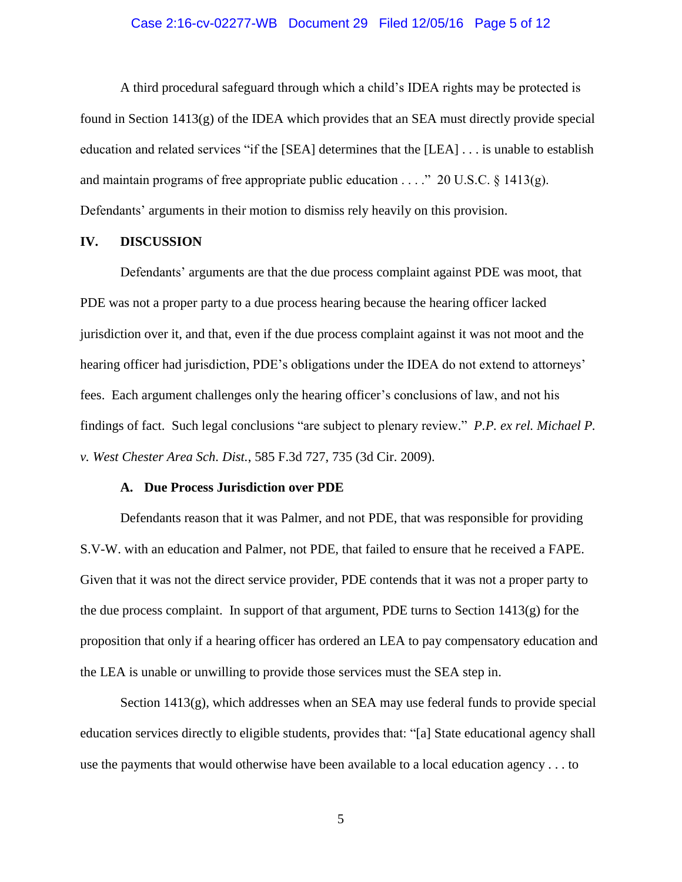A third procedural safeguard through which a child's IDEA rights may be protected is found in Section 1413(g) of the IDEA which provides that an SEA must directly provide special education and related services "if the [SEA] determines that the [LEA] . . . is unable to establish and maintain programs of free appropriate public education . . . ." 20 U.S.C. § 1413(g). Defendants' arguments in their motion to dismiss rely heavily on this provision.

## IV. DISCUSSION

Defendants' arguments are that the due process complaint against PDE was moot, that PDE was not a proper party to a due process hearing because the hearing officer lacked jurisdiction over it, and that, even if the due process complaint against it was not moot and the hearing officer had jurisdiction, PDE's obligations under the IDEA do not extend to attorneys' fees. Each argument challenges only the hearing officer's conclusions of law, and not his findings of fact. Such legal conclusions "are subject to plenary review." *P.P. ex rel. Michael P. v. West Chester Area Sch. Dist.*, 585 F.3d 727, 735 (3d Cir. 2009).

### A. Due Process Jurisdiction over PDE

Defendants reason that it was Palmer, and not PDE, that was responsible for providing S.V-W. with an education and Palmer, not PDE, that failed to ensure that he received a FAPE. Given that it was not the direct service provider, PDE contends that it was not a proper party to the due process complaint. In support of that argument, PDE turns to Section 1413(g) for the proposition that only if a hearing officer has ordered an LEA to pay compensatory education and the LEA is unable or unwilling to provide those services must the SEA step in.

Section 1413(g), which addresses when an SEA may use federal funds to provide special education services directly to eligible students, provides that: "[a] State educational agency shall use the payments that would otherwise have been available to a local education agency . . . to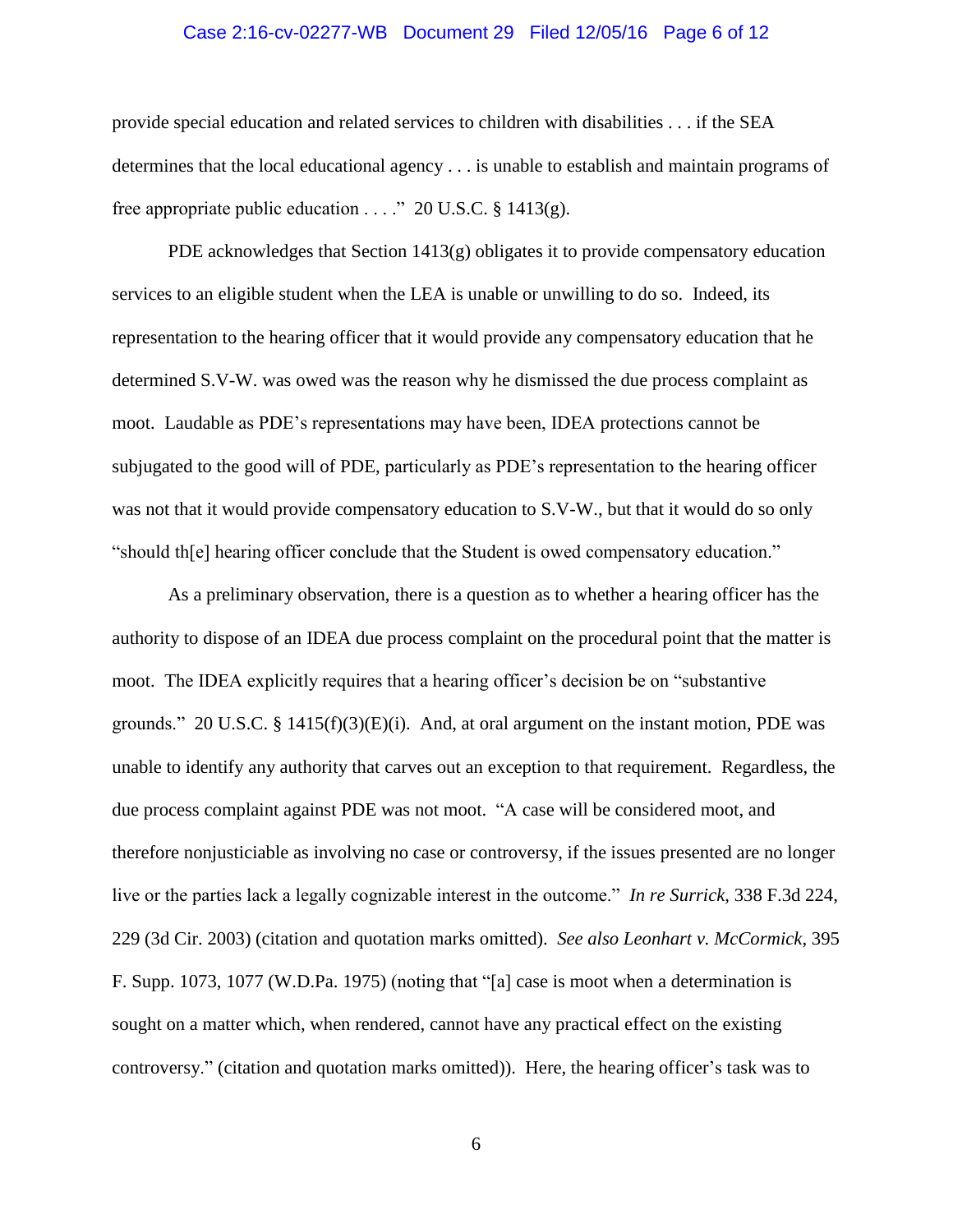provide special education and related services to children with disabilities . . . if the SEA determines that the local educational agency . . . is unable to establish and maintain programs of free appropriate public education . . . ." 20 U.S.C. § 1413(g).

PDE acknowledges that Section 1413(g) obligates it to provide compensatory education services to an eligible student when the LEA is unable or unwilling to do so. Indeed, its representation to the hearing officer that it would provide any compensatory education that he determined S.V-W. was owed was the reason why he dismissed the due process complaint as moot. Laudable as PDE's representations may have been, IDEA protections cannot be subjugated to the good will of PDE, particularly as PDE's representation to the hearing officer was not that it would provide compensatory education to S.V-W., but that it would do so only "should th[e] hearing officer conclude that the Student is owed compensatory education."

As a preliminary observation, there is a question as to whether a hearing officer has the authority to dispose of an IDEA due process complaint on the procedural point that the matter is moot. The IDEA explicitly requires that a hearing officer's decision be on "substantive grounds." 20 U.S.C. § 1415(f)(3)(E)(i). And, at oral argument on the instant motion, PDE was unable to identify any authority that carves out an exception to that requirement. Regardless, the due process complaint against PDE was not moot. "A case will be considered moot, and therefore nonjusticiable as involving no case or controversy, if the issues presented are no longer live or the parties lack a legally cognizable interest in the outcome." *In re Surrick*, 338 F.3d 224, 229 (3d Cir. 2003) (citation and quotation marks omitted). *See also Leonhart v. McCormick*, 395 F. Supp. 1073, 1077 (W.D.Pa. 1975) (noting that "[a] case is moot when a determination is sought on a matter which, when rendered, cannot have any practical effect on the existing controversy." (citation and quotation marks omitted)). Here, the hearing officer's task was to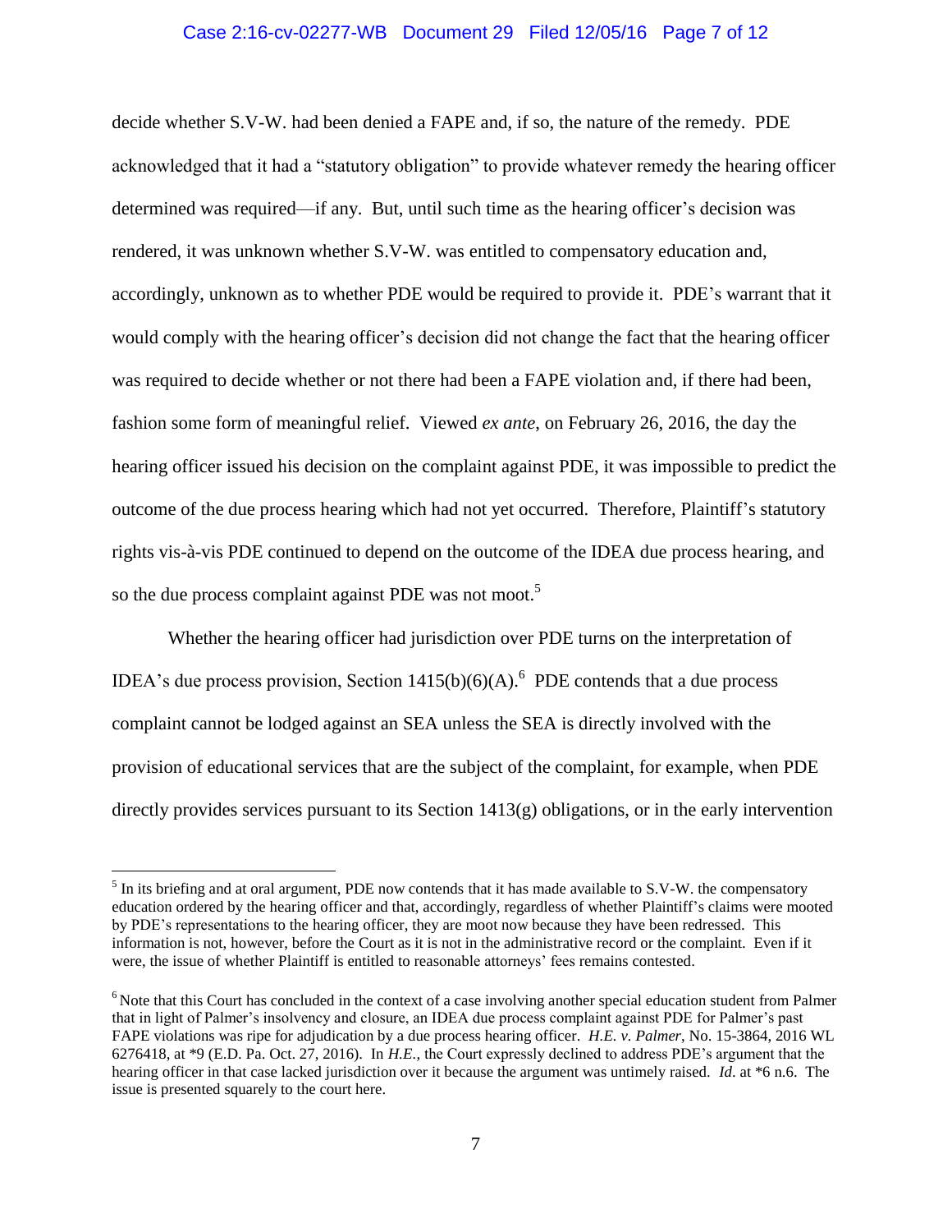decide whether S.V-W. had been denied a FAPE and, if so, the nature of the remedy. PDE acknowledged that it had a "statutory obligation" to provide whatever remedy the hearing officer determined was required—if any. But, until such time as the hearing officer's decision was rendered, it was unknown whether S.V-W. was entitled to compensatory education and, accordingly, unknown as to whether PDE would be required to provide it. PDE's warrant that it would comply with the hearing officer's decision did not change the fact that the hearing officer was required to decide whether or not there had been a FAPE violation and, if there had been, fashion some form of meaningful relief. Viewed *ex ante*, on February 26, 2016, the day the hearing officer issued his decision on the complaint against PDE, it was impossible to predict the outcome of the due process hearing which had not yet occurred. Therefore, Plaintiff's statutory rights vis-à-vis PDE continued to depend on the outcome of the IDEA due process hearing, and so the due process complaint against PDE was not moot.[5]

Whether the hearing officer had jurisdiction over PDE turns on the interpretation of IDEA's due process provision, Section 1415(b)(6)(A).[6] PDE contends that a due process complaint cannot be lodged against an SEA unless the SEA is directly involved with the provision of educational services that are the subject of the complaint, for example, when PDE directly provides services pursuant to its Section 1413(g) obligations, or in the early intervention

[5] In its briefing and at oral argument, PDE now contends that it has made available to S.V-W. the compensatory education ordered by the hearing officer and that, accordingly, regardless of whether Plaintiff's claims were mooted by PDE's representations to the hearing officer, they are moot now because they have been redressed. This information is not, however, before the Court as it is not in the administrative record or the complaint. Even if it were, the issue of whether Plaintiff is entitled to reasonable attorneys' fees remains contested.

[6] Note that this Court has concluded in the context of a case involving another special education student from Palmer that in light of Palmer's insolvency and closure, an IDEA due process complaint against PDE for Palmer's past FAPE violations was ripe for adjudication by a due process hearing officer. *H.E. v. Palmer*, No. 15-3864, 2016 WL 6276418, at *9 (E.D. Pa. Oct. 27, 2016). In *H.E.*, the Court expressly declined to address PDE's argument that the hearing officer in that case lacked jurisdiction over it because the argument was untimely raised. *Id*. at *6 n.6. The issue is presented squarely to the court here.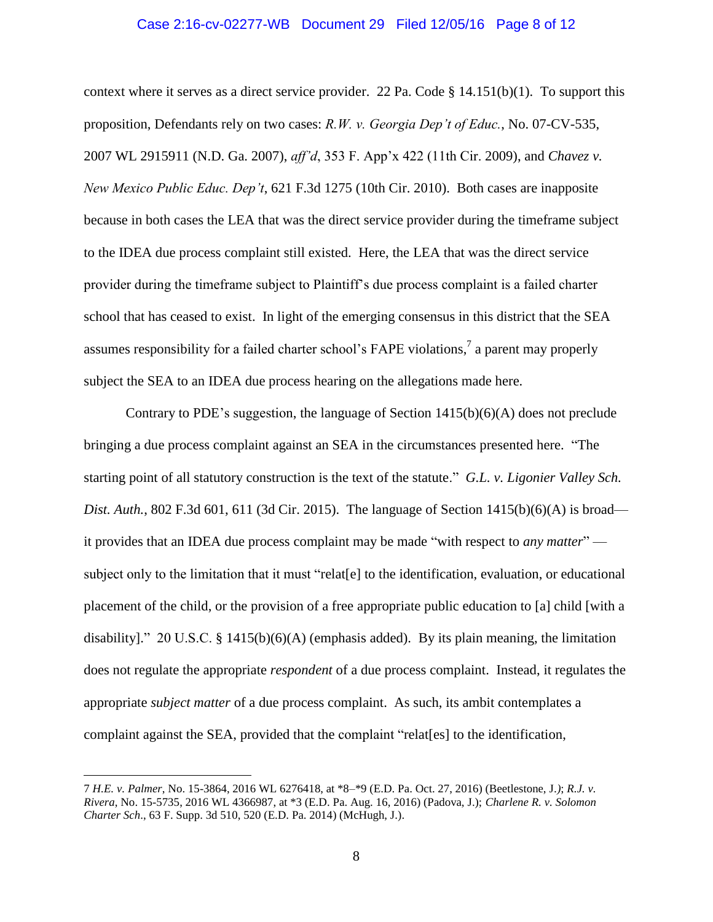context where it serves as a direct service provider. 22 Pa. Code § 14.151(b)(1). To support this proposition, Defendants rely on two cases: *R.W. v. Georgia Dep't of Educ.*, No. 07-CV-535, 2007 WL 2915911 (N.D. Ga. 2007), *aff'd*, 353 F. App'x 422 (11th Cir. 2009), and *Chavez v. New Mexico Public Educ. Dep't*, 621 F.3d 1275 (10th Cir. 2010). Both cases are inapposite because in both cases the LEA that was the direct service provider during the timeframe subject to the IDEA due process complaint still existed. Here, the LEA that was the direct service provider during the timeframe subject to Plaintiff's due process complaint is a failed charter school that has ceased to exist. In light of the emerging consensus in this district that the SEA assumes responsibility for a failed charter school's FAPE violations,[7] a parent may properly subject the SEA to an IDEA due process hearing on the allegations made here.

Contrary to PDE's suggestion, the language of Section 1415(b)(6)(A) does not preclude bringing a due process complaint against an SEA in the circumstances presented here. "The starting point of all statutory construction is the text of the statute." *G.L. v. Ligonier Valley Sch. Dist. Auth.*, 802 F.3d 601, 611 (3d Cir. 2015). The language of Section 1415(b)(6)(A) is broad—it provides that an IDEA due process complaint may be made "with respect to *any matter*" —subject only to the limitation that it must "relat[e] to the identification, evaluation, or educational placement of the child, or the provision of a free appropriate public education to [a] child [with a disability]." 20 U.S.C. § 1415(b)(6)(A) (emphasis added). By its plain meaning, the limitation does not regulate the appropriate *respondent* of a due process complaint. Instead, it regulates the appropriate *subject matter* of a due process complaint. As such, its ambit contemplates a complaint against the SEA, provided that the complaint "relat[es] to the identification,

---

7 *H.E. v. Palmer*, No. 15-3864, 2016 WL 6276418, at *8–*9 (E.D. Pa. Oct. 27, 2016) (Beetlestone, J.); *R.J. v. Rivera*, No. 15-5735, 2016 WL 4366987, at *3 (E.D. Pa. Aug. 16, 2016) (Padova, J.); *Charlene R. v. Solomon Charter Sch*., 63 F. Supp. 3d 510, 520 (E.D. Pa. 2014) (McHugh, J.).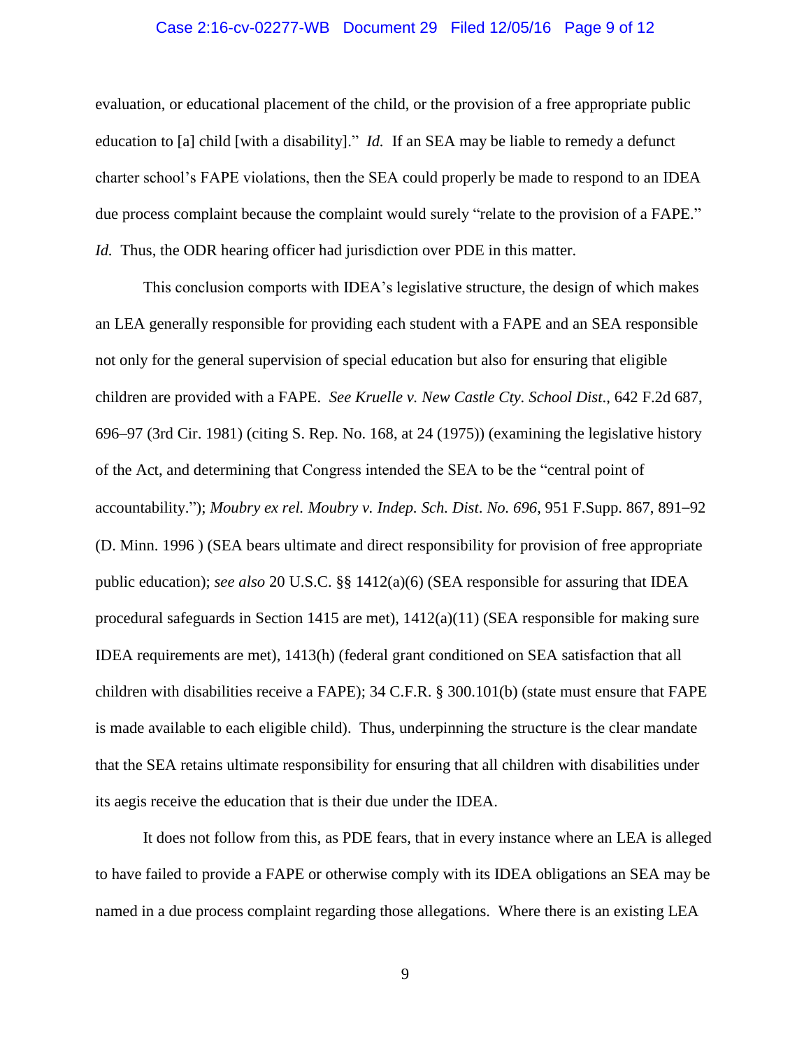evaluation, or educational placement of the child, or the provision of a free appropriate public education to [a] child [with a disability]." *Id.* If an SEA may be liable to remedy a defunct charter school's FAPE violations, then the SEA could properly be made to respond to an IDEA due process complaint because the complaint would surely "relate to the provision of a FAPE." *Id.* Thus, the ODR hearing officer had jurisdiction over PDE in this matter.

This conclusion comports with IDEA's legislative structure, the design of which makes an LEA generally responsible for providing each student with a FAPE and an SEA responsible not only for the general supervision of special education but also for ensuring that eligible children are provided with a FAPE. *See Kruelle v. New Castle Cty. School Dist*., 642 F.2d 687, 696–97 (3rd Cir. 1981) (citing S. Rep. No. 168, at 24 (1975)) (examining the legislative history of the Act, and determining that Congress intended the SEA to be the "central point of accountability."); *Moubry ex rel. Moubry v. Indep. Sch. Dist. No. 696*, 951 F.Supp. 867, 891–92 (D. Minn. 1996 ) (SEA bears ultimate and direct responsibility for provision of free appropriate public education); *see also* 20 U.S.C. §§ 1412(a)(6) (SEA responsible for assuring that IDEA procedural safeguards in Section 1415 are met), 1412(a)(11) (SEA responsible for making sure IDEA requirements are met), 1413(h) (federal grant conditioned on SEA satisfaction that all children with disabilities receive a FAPE); 34 C.F.R. § 300.101(b) (state must ensure that FAPE is made available to each eligible child). Thus, underpinning the structure is the clear mandate that the SEA retains ultimate responsibility for ensuring that all children with disabilities under its aegis receive the education that is their due under the IDEA.

It does not follow from this, as PDE fears, that in every instance where an LEA is alleged to have failed to provide a FAPE or otherwise comply with its IDEA obligations an SEA may be named in a due process complaint regarding those allegations. Where there is an existing LEA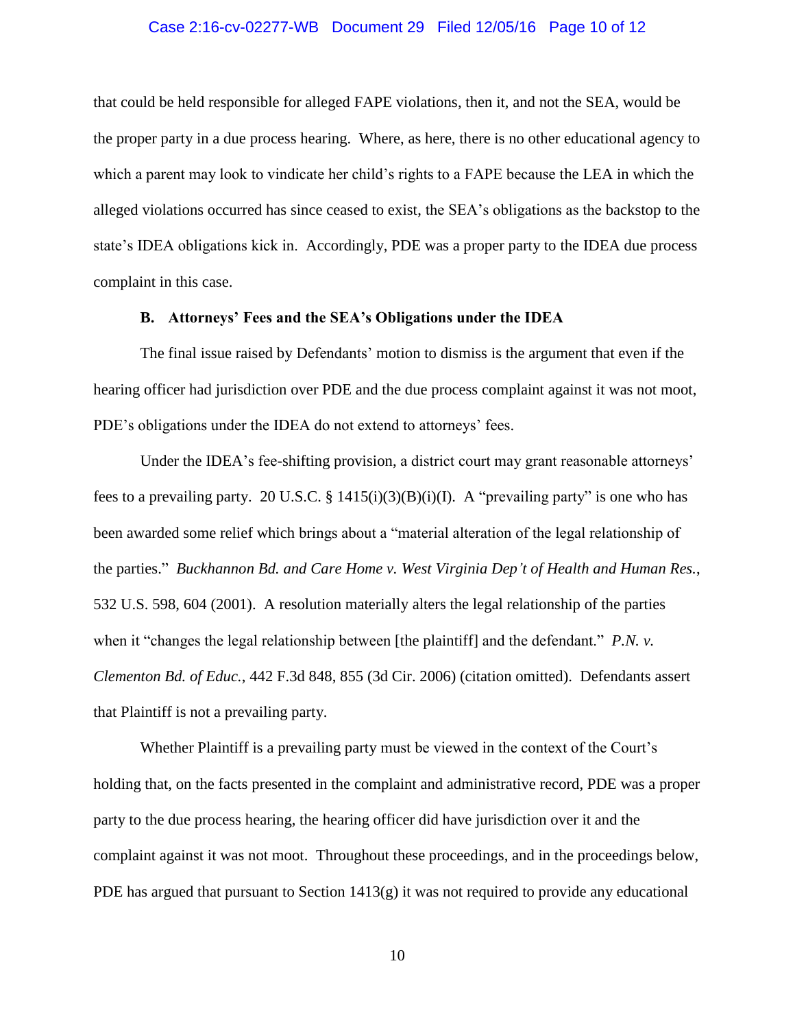that could be held responsible for alleged FAPE violations, then it, and not the SEA, would be the proper party in a due process hearing. Where, as here, there is no other educational agency to which a parent may look to vindicate her child's rights to a FAPE because the LEA in which the alleged violations occurred has since ceased to exist, the SEA's obligations as the backstop to the state's IDEA obligations kick in. Accordingly, PDE was a proper party to the IDEA due process complaint in this case.

**B. Attorneys' Fees and the SEA's Obligations under the IDEA**

The final issue raised by Defendants' motion to dismiss is the argument that even if the hearing officer had jurisdiction over PDE and the due process complaint against it was not moot, PDE's obligations under the IDEA do not extend to attorneys' fees.

Under the IDEA's fee-shifting provision, a district court may grant reasonable attorneys' fees to a prevailing party. 20 U.S.C. § 1415(i)(3)(B)(i)(I). A "prevailing party" is one who has been awarded some relief which brings about a "material alteration of the legal relationship of the parties." *Buckhannon Bd. and Care Home v. West Virginia Dep't of Health and Human Res.*, 532 U.S. 598, 604 (2001). A resolution materially alters the legal relationship of the parties when it "changes the legal relationship between [the plaintiff] and the defendant." *P.N. v. Clementon Bd. of Educ.*, 442 F.3d 848, 855 (3d Cir. 2006) (citation omitted). Defendants assert that Plaintiff is not a prevailing party.

Whether Plaintiff is a prevailing party must be viewed in the context of the Court's holding that, on the facts presented in the complaint and administrative record, PDE was a proper party to the due process hearing, the hearing officer did have jurisdiction over it and the complaint against it was not moot. Throughout these proceedings, and in the proceedings below, PDE has argued that pursuant to Section 1413(g) it was not required to provide any educational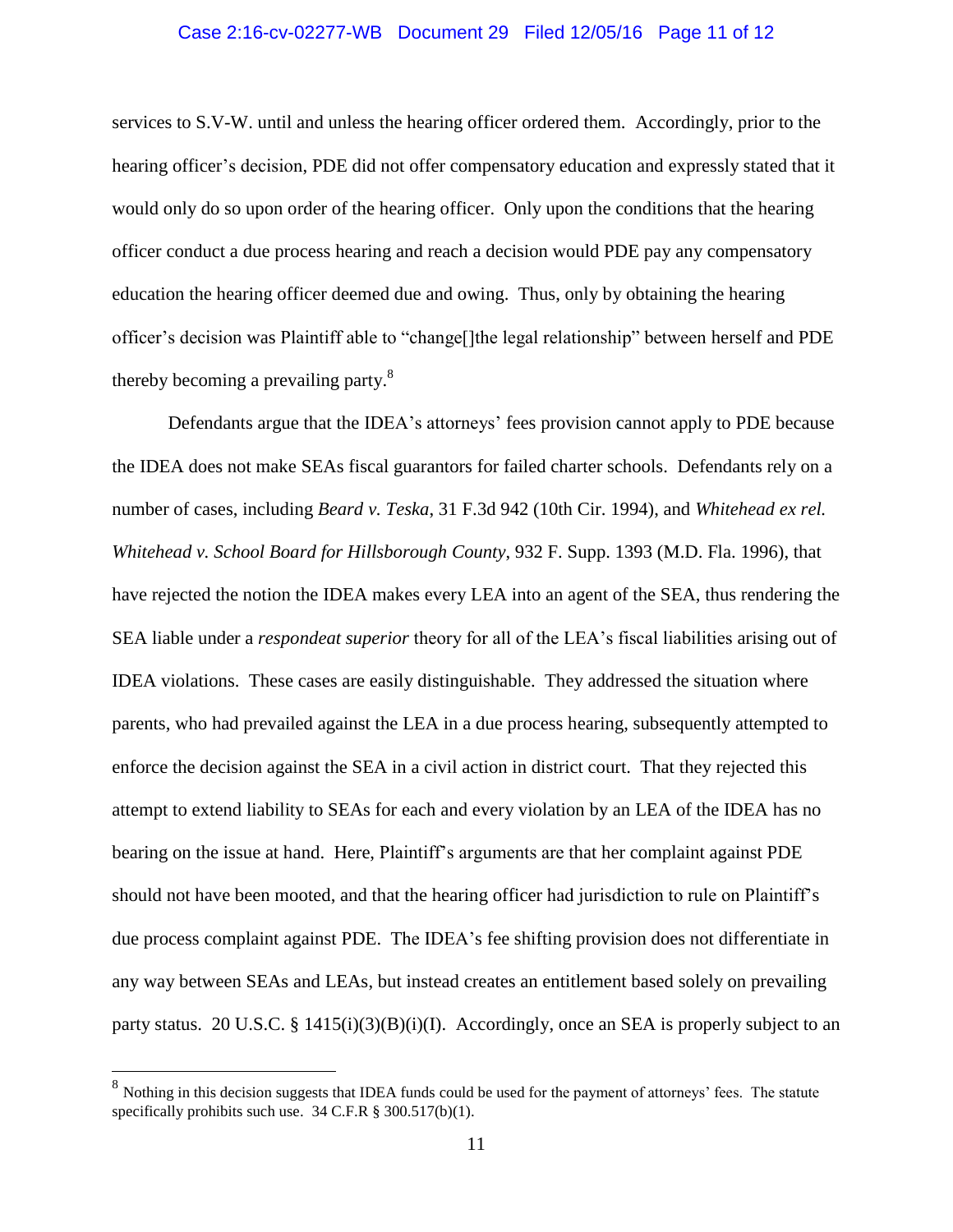services to S.V-W. until and unless the hearing officer ordered them. Accordingly, prior to the hearing officer's decision, PDE did not offer compensatory education and expressly stated that it would only do so upon order of the hearing officer. Only upon the conditions that the hearing officer conduct a due process hearing and reach a decision would PDE pay any compensatory education the hearing officer deemed due and owing. Thus, only by obtaining the hearing officer's decision was Plaintiff able to "change[]the legal relationship" between herself and PDE thereby becoming a prevailing party.[8]

Defendants argue that the IDEA's attorneys' fees provision cannot apply to PDE because the IDEA does not make SEAs fiscal guarantors for failed charter schools. Defendants rely on a number of cases, including *Beard v. Teska*, 31 F.3d 942 (10th Cir. 1994), and *Whitehead ex rel. Whitehead v. School Board for Hillsborough County*, 932 F. Supp. 1393 (M.D. Fla. 1996), that have rejected the notion the IDEA makes every LEA into an agent of the SEA, thus rendering the SEA liable under a *respondeat superior* theory for all of the LEA's fiscal liabilities arising out of IDEA violations. These cases are easily distinguishable. They addressed the situation where parents, who had prevailed against the LEA in a due process hearing, subsequently attempted to enforce the decision against the SEA in a civil action in district court. That they rejected this attempt to extend liability to SEAs for each and every violation by an LEA of the IDEA has no bearing on the issue at hand. Here, Plaintiff's arguments are that her complaint against PDE should not have been mooted, and that the hearing officer had jurisdiction to rule on Plaintiff's due process complaint against PDE. The IDEA's fee shifting provision does not differentiate in any way between SEAs and LEAs, but instead creates an entitlement based solely on prevailing party status. 20 U.S.C. § 1415(i)(3)(B)(i)(I). Accordingly, once an SEA is properly subject to an

---

[8] Nothing in this decision suggests that IDEA funds could be used for the payment of attorneys' fees. The statute specifically prohibits such use. 34 C.F.R § 300.517(b)(1).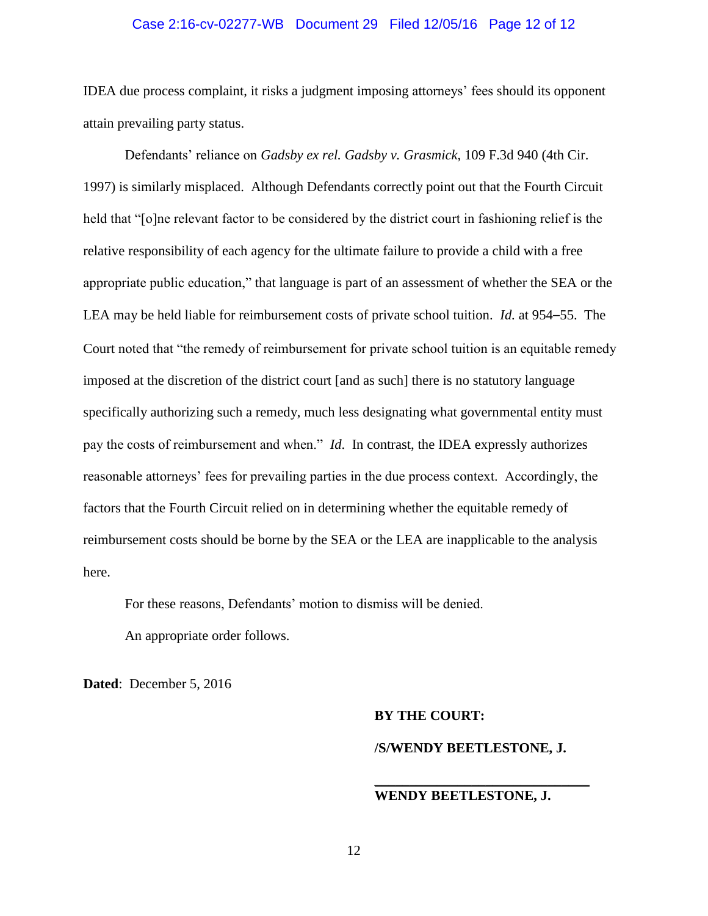IDEA due process complaint, it risks a judgment imposing attorneys' fees should its opponent attain prevailing party status.

Defendants' reliance on *Gadsby ex rel. Gadsby v. Grasmick*, 109 F.3d 940 (4th Cir. 1997) is similarly misplaced. Although Defendants correctly point out that the Fourth Circuit held that "[o]ne relevant factor to be considered by the district court in fashioning relief is the relative responsibility of each agency for the ultimate failure to provide a child with a free appropriate public education," that language is part of an assessment of whether the SEA or the LEA may be held liable for reimbursement costs of private school tuition. *Id.* at 954–55. The Court noted that "the remedy of reimbursement for private school tuition is an equitable remedy imposed at the discretion of the district court [and as such] there is no statutory language specifically authorizing such a remedy, much less designating what governmental entity must pay the costs of reimbursement and when." *Id.* In contrast, the IDEA expressly authorizes reasonable attorneys' fees for prevailing parties in the due process context. Accordingly, the factors that the Fourth Circuit relied on in determining whether the equitable remedy of reimbursement costs should be borne by the SEA or the LEA are inapplicable to the analysis here.

For these reasons, Defendants' motion to dismiss will be denied.

An appropriate order follows.

**Dated**: December 5, 2016

**BY THE COURT:**

**/S/WENDY BEETLESTONE, J.**

_______________________________

**WENDY BEETLESTONE, J.**